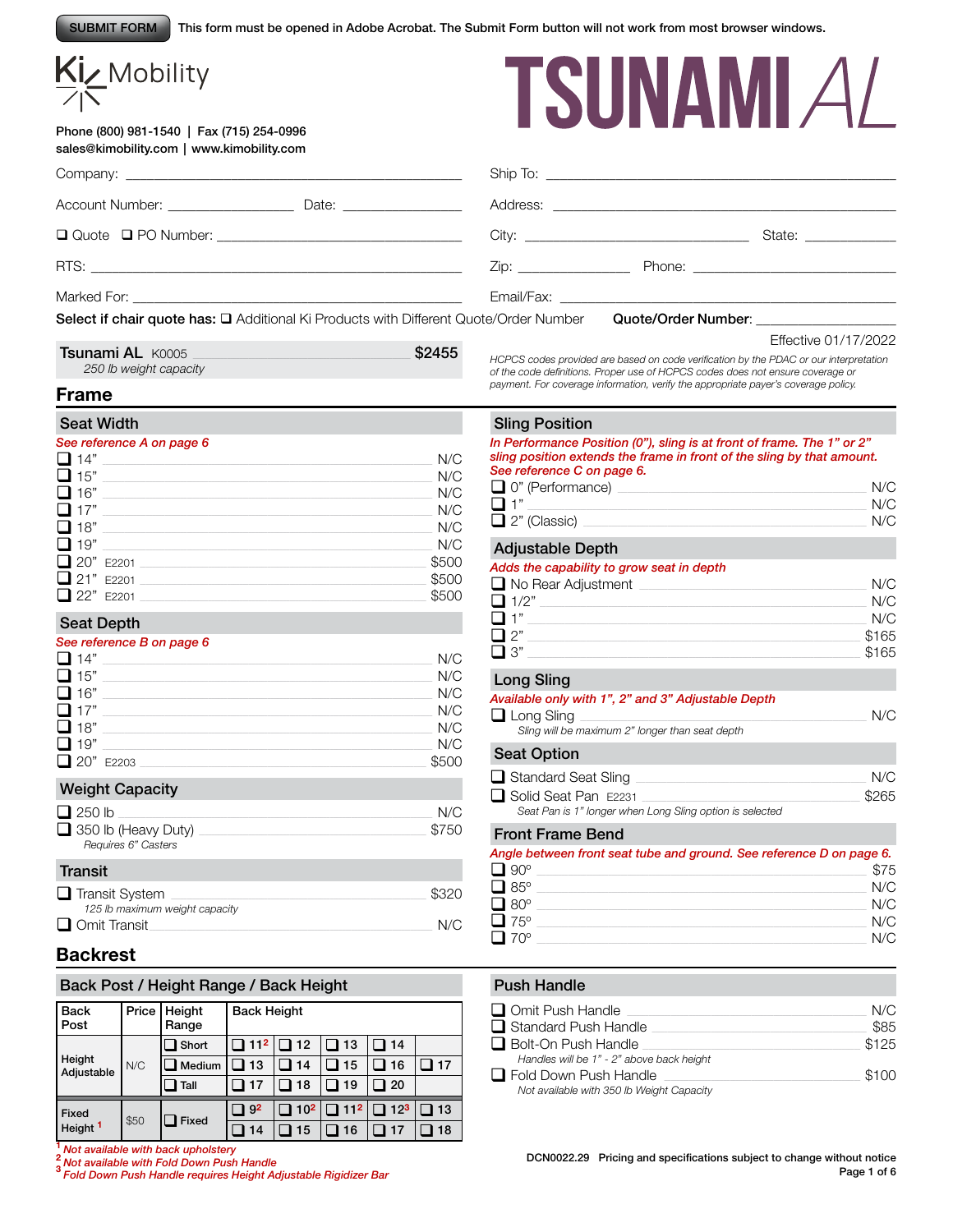SUBMIT FORM This form must be opened in Adobe Acrobat. The Submit Form button will not work from most browser windows.

Ki Mobility

# TSUNAMI AL

Phone (800) 981-1540 | Fax (715) 254-0996
sales@kimobility.com | www.kimobility.com

Company: ______________________

Account Number: ____________ Date: ____________

❑ Quote ❑ PO Number: ______________________

RTS: ______________________

Marked For: ______________________

Ship To: ______________________

Address: ______________________

City: ______________ State: ________

Zip: ____________ Phone: ______________

Email/Fax: ______________________

**Select if chair quote has:** ❑ Additional Ki Products with Different Quote/Order Number **Quote/Order Number**: ____________

Effective 01/17/2022

**Tsunami AL** K0005 **$2455**
*250 lb weight capacity*

*HCPCS codes provided are based on code verification by the PDAC or our interpretation of the code definitions. Proper use of HCPCS codes does not ensure coverage or payment. For coverage information, verify the appropriate payer's coverage policy.*

## Frame

### Seat Width

*See reference A on page 6*

- ❑ 14" — N/C
- ❑ 15" — N/C
- ❑ 16" — N/C
- ❑ 17" — N/C
- ❑ 18" — N/C
- ❑ 19" — N/C
- ❑ 20" E2201 — $500
- ❑ 21" E2201 — $500
- ❑ 22" E2201 — $500

### Seat Depth

*See reference B on page 6*

- ❑ 14" — N/C
- ❑ 15" — N/C
- ❑ 16" — N/C
- ❑ 17" — N/C
- ❑ 18" — N/C
- ❑ 19" — N/C
- ❑ 20" E2203 — $500

### Weight Capacity

- ❑ 250 lb — N/C
- ❑ 350 lb (Heavy Duty) — $750
  *Requires 6" Casters*

### Transit

- ❑ Transit System — $320
  *125 lb maximum weight capacity*
- ❑ Omit Transit — N/C

### Sling Position

*In Performance Position (0"), sling is at front of frame. The 1" or 2" sling position extends the frame in front of the sling by that amount. See reference C on page 6.*

- ❑ 0" (Performance) — N/C
- ❑ 1" — N/C
- ❑ 2" (Classic) — N/C

### Adjustable Depth

*Adds the capability to grow seat in depth*

- ❑ No Rear Adjustment — N/C
- ❑ 1/2" — N/C
- ❑ 1" — N/C
- ❑ 2" — $165
- ❑ 3" — $165

### Long Sling

*Available only with 1", 2" and 3" Adjustable Depth*

- ❑ Long Sling — N/C
  *Sling will be maximum 2" longer than seat depth*

### Seat Option

- ❑ Standard Seat Sling — N/C
- ❑ Solid Seat Pan E2231 — $265
  *Seat Pan is 1" longer when Long Sling option is selected*

### Front Frame Bend

*Angle between front seat tube and ground. See reference D on page 6.*

- ❑ 90º — $75
- ❑ 85º — N/C
- ❑ 80º — N/C
- ❑ 75º — N/C
- ❑ 70º — N/C

## Backrest

### Back Post / Height Range / Back Height

| Back Post | Price | Height Range | Back Height | | | | |
|---|---|---|---|---|---|---|---|
| Height Adjustable | N/C | ❑ Short | ❑ 11[2] | ❑ 12 | ❑ 13 | ❑ 14 | |
| | | ❑ Medium | ❑ 13 | ❑ 14 | ❑ 15 | ❑ 16 | ❑ 17 |
| | | ❑ Tall | ❑ 17 | ❑ 18 | ❑ 19 | ❑ 20 | |
| Fixed Height [1] | $50 | ❑ Fixed | ❑ 9[2] | ❑ 10[2] | ❑ 11[2] | ❑ 12[3] | ❑ 13 |
| | | | ❑ 14 | ❑ 15 | ❑ 16 | ❑ 17 | ❑ 18 |

[1] *Not available with back upholstery*
[2] *Not available with Fold Down Push Handle*
[3] *Fold Down Push Handle requires Height Adjustable Rigidizer Bar*

### Push Handle

- ❑ Omit Push Handle — N/C
- ❑ Standard Push Handle — $85
- ❑ Bolt-On Push Handle — $125
  *Handles will be 1" - 2" above back height*
- ❑ Fold Down Push Handle — $100
  *Not available with 350 lb Weight Capacity*

DCN0022.29 Pricing and specifications subject to change without notice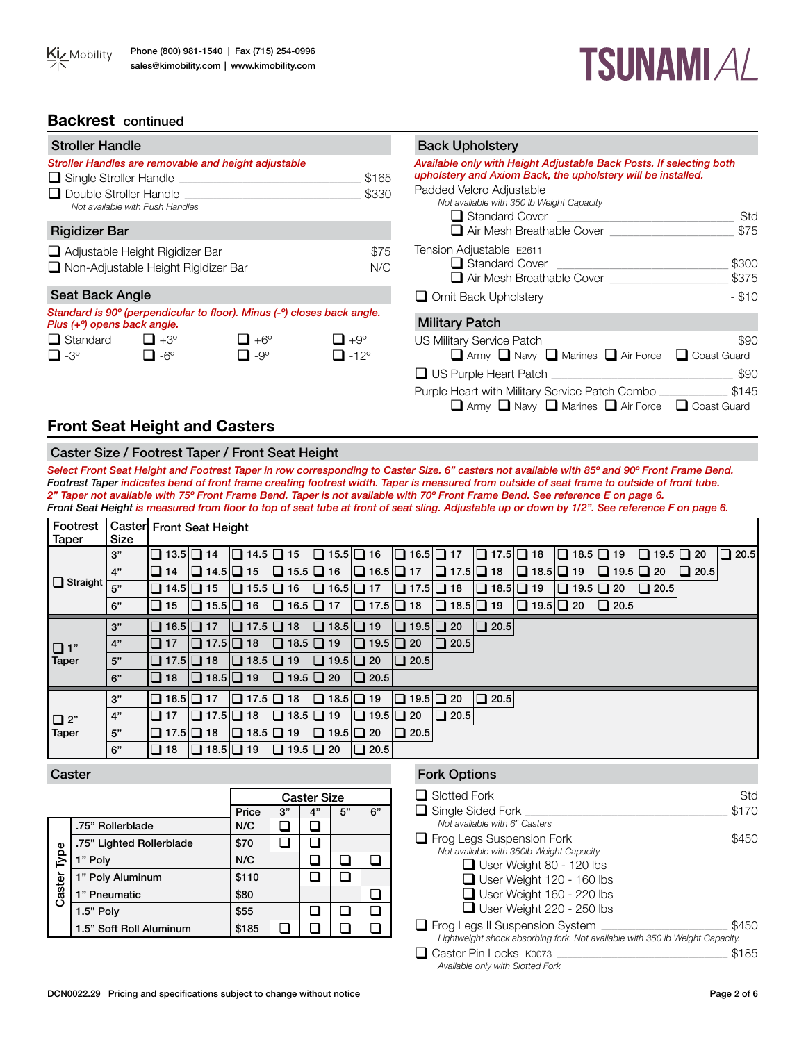## Backrest continued

### Stroller Handle

*Stroller Handles are removable and height adjustable*

- ❑ Single Stroller Handle — $165
- ❑ Double Stroller Handle — $330
  *Not available with Push Handles*

### Rigidizer Bar

- ❑ Adjustable Height Rigidizer Bar — $75
- ❑ Non-Adjustable Height Rigidizer Bar — N/C

### Seat Back Angle

*Standard is 90º (perpendicular to floor). Minus (-º) closes back angle. Plus (+º) opens back angle.*

| | | | |
|---|---|---|---|
| ❑ Standard | ❑ +3º | ❑ +6º | ❑ +9º |
| ❑ -3º | ❑ -6º | ❑ -9º | ❑ -12º |

### Back Upholstery

*Available only with Height Adjustable Back Posts. If selecting both upholstery and Axiom Back, the upholstery will be installed.*

Padded Velcro Adjustable
*Not available with 350 lb Weight Capacity*
- ❑ Standard Cover — Std
- ❑ Air Mesh Breathable Cover — $75

Tension Adjustable E2611
- ❑ Standard Cover — $300
- ❑ Air Mesh Breathable Cover — $375

❑ Omit Back Upholstery — - $10

### Military Patch

US Military Service Patch — $90
❑ Army ❑ Navy ❑ Marines ❑ Air Force ❑ Coast Guard

❑ US Purple Heart Patch — $90

Purple Heart with Military Service Patch Combo — $145
❑ Army ❑ Navy ❑ Marines ❑ Air Force ❑ Coast Guard

## Front Seat Height and Casters

### Caster Size / Footrest Taper / Front Seat Height

*Select Front Seat Height and Footrest Taper in row corresponding to Caster Size. 6" casters not available with 85º and 90º Front Frame Bend.*
***Footrest Taper** indicates bend of front frame creating footrest width. Taper is measured from outside of seat frame to outside of front tube.*
*2" Taper not available with 75º Front Frame Bend. Taper is not available with 70º Front Frame Bend. See reference E on page 6.*
***Front Seat Height** is measured from floor to top of seat tube at front of seat sling. Adjustable up or down by 1/2". See reference F on page 6.*

| Footrest Taper | Caster Size | Front Seat Height | | | | | | | | | | | | | | |
|---|---|---|---|---|---|---|---|---|---|---|---|---|---|---|---|---|
| ❑ Straight | 3" | ❑ 13.5 | ❑ 14 | ❑ 14.5 | ❑ 15 | ❑ 15.5 | ❑ 16 | ❑ 16.5 | ❑ 17 | ❑ 17.5 | ❑ 18 | ❑ 18.5 | ❑ 19 | ❑ 19.5 | ❑ 20 | ❑ 20.5 |
| | 4" | ❑ 14 | ❑ 14.5 | ❑ 15 | ❑ 15.5 | ❑ 16 | ❑ 16.5 | ❑ 17 | ❑ 17.5 | ❑ 18 | ❑ 18.5 | ❑ 19 | ❑ 19.5 | ❑ 20 | ❑ 20.5 | |
| | 5" | ❑ 14.5 | ❑ 15 | ❑ 15.5 | ❑ 16 | ❑ 16.5 | ❑ 17 | ❑ 17.5 | ❑ 18 | ❑ 18.5 | ❑ 19 | ❑ 19.5 | ❑ 20 | ❑ 20.5 | | |
| | 6" | ❑ 15 | ❑ 15.5 | ❑ 16 | ❑ 16.5 | ❑ 17 | ❑ 17.5 | ❑ 18 | ❑ 18.5 | ❑ 19 | ❑ 19.5 | ❑ 20 | ❑ 20.5 | | | |
| ❑ 1" Taper | 3" | ❑ 16.5 | ❑ 17 | ❑ 17.5 | ❑ 18 | ❑ 18.5 | ❑ 19 | ❑ 19.5 | ❑ 20 | ❑ 20.5 | | | | | | |
| | 4" | ❑ 17 | ❑ 17.5 | ❑ 18 | ❑ 18.5 | ❑ 19 | ❑ 19.5 | ❑ 20 | ❑ 20.5 | | | | | | | |
| | 5" | ❑ 17.5 | ❑ 18 | ❑ 18.5 | ❑ 19 | ❑ 19.5 | ❑ 20 | ❑ 20.5 | | | | | | | | |
| | 6" | ❑ 18 | ❑ 18.5 | ❑ 19 | ❑ 19.5 | ❑ 20 | ❑ 20.5 | | | | | | | | | |
| ❑ 2" Taper | 3" | ❑ 16.5 | ❑ 17 | ❑ 17.5 | ❑ 18 | ❑ 18.5 | ❑ 19 | ❑ 19.5 | ❑ 20 | ❑ 20.5 | | | | | | |
| | 4" | ❑ 17 | ❑ 17.5 | ❑ 18 | ❑ 18.5 | ❑ 19 | ❑ 19.5 | ❑ 20 | ❑ 20.5 | | | | | | | |
| | 5" | ❑ 17.5 | ❑ 18 | ❑ 18.5 | ❑ 19 | ❑ 19.5 | ❑ 20 | ❑ 20.5 | | | | | | | | |
| | 6" | ❑ 18 | ❑ 18.5 | ❑ 19 | ❑ 19.5 | ❑ 20 | ❑ 20.5 | | | | | | | | | |

### Caster

| Caster Type | Price | 3" | 4" | 5" | 6" |
|---|---|---|---|---|---|
| .75" Rollerblade | N/C | ❑ | ❑ | | |
| .75" Lighted Rollerblade | $70 | ❑ | ❑ | | |
| 1" Poly | N/C | | ❑ | ❑ | ❑ |
| 1" Poly Aluminum | $110 | | ❑ | ❑ | |
| 1" Pneumatic | $80 | | | | ❑ |
| 1.5" Poly | $55 | | ❑ | ❑ | ❑ |
| 1.5" Soft Roll Aluminum | $185 | ❑ | ❑ | ❑ | ❑ |

### Fork Options

- ❑ Slotted Fork — Std
- ❑ Single Sided Fork — $170
  *Not available with 6" Casters*
- ❑ Frog Legs Suspension Fork — $450
  *Not available with 350lb Weight Capacity*
  - ❑ User Weight 80 - 120 lbs
  - ❑ User Weight 120 - 160 lbs
  - ❑ User Weight 160 - 220 lbs
  - ❑ User Weight 220 - 250 lbs
- ❑ Frog Legs II Suspension System — $450
  *Lightweight shock absorbing fork. Not available with 350 lb Weight Capacity.*
- ❑ Caster Pin Locks K0073 — $185
  *Available only with Slotted Fork*

DCN0022.29 Pricing and specifications subject to change without notice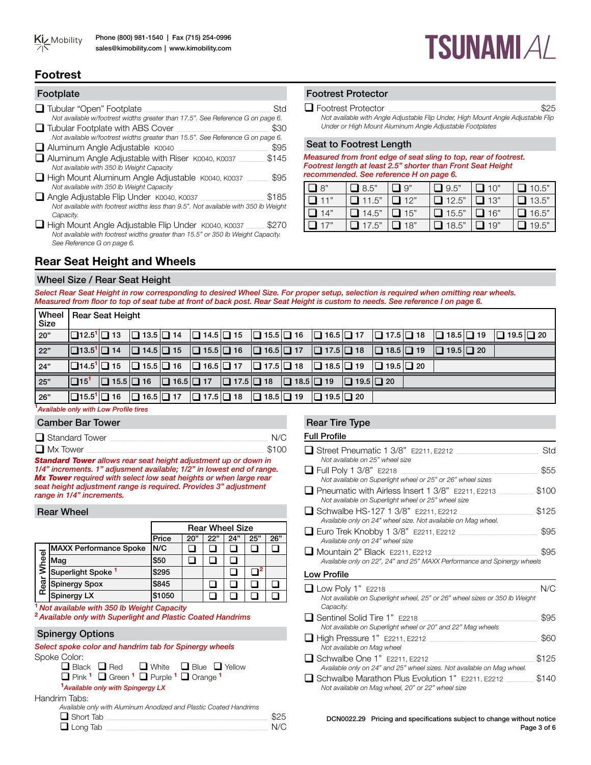## Footrest

### Footplate

- ❑ Tubular "Open" Footplate — Std
  *Not available w/footrest widths greater than 17.5". See Reference G on page 6.*
- ❑ Tubular Footplate with ABS Cover — $30
  *Not available w/footrest widths greater than 15.5". See Reference G on page 6.*
- ❑ Aluminum Angle Adjustable K0040 — $95
- ❑ Aluminum Angle Adjustable with Riser K0040, K0037 — $145
  *Not available with 350 lb Weight Capacity*
- ❑ High Mount Aluminum Angle Adjustable K0040, K0037 — $95
  *Not available with 350 lb Weight Capacity*
- ❑ Angle Adjustable Flip Under K0040, K0037 — $185
  *Not available with footrest widths less than 9.5". Not available with 350 lb Weight Capacity.*
- ❑ High Mount Angle Adjustable Flip Under K0040, K0037 — $270
  *Not available with footrest widths greater than 15.5" or 350 lb Weight Capacity. See Reference G on page 6.*

### Footrest Protector

- ❑ Footrest Protector — $25
  *Not available with Angle Adjustable Flip Under, High Mount Angle Adjustable Flip Under or High Mount Aluminum Angle Adjustable Footplates*

### Seat to Footrest Length

*Measured from front edge of seat sling to top, rear of footrest. Footrest length at least 2.5" shorter than Front Seat Height recommended. See reference H on page 6.*

| | | | | | |
|---|---|---|---|---|---|
| ❑ 8" | ❑ 8.5" | ❑ 9" | ❑ 9.5" | ❑ 10" | ❑ 10.5" |
| ❑ 11" | ❑ 11.5" | ❑ 12" | ❑ 12.5" | ❑ 13" | ❑ 13.5" |
| ❑ 14" | ❑ 14.5" | ❑ 15" | ❑ 15.5" | ❑ 16" | ❑ 16.5" |
| ❑ 17" | ❑ 17.5" | ❑ 18" | ❑ 18.5" | ❑ 19" | ❑ 19.5" |

## Rear Seat Height and Wheels

### Wheel Size / Rear Seat Height

*Select Rear Seat Height in row corresponding to desired Wheel Size. For proper setup, selection is required when omitting rear wheels. Measured from floor to top of seat tube at front of back post. Rear Seat Height is custom to needs. See reference I on page 6.*

| Wheel Size | Rear Seat Height | | | | | | | | | | | | | | |
|---|---|---|---|---|---|---|---|---|---|---|---|---|---|---|---|
| 20" | ❑ 12.5[1] | ❑ 13 | ❑ 13.5 | ❑ 14 | ❑ 14.5 | ❑ 15 | ❑ 15.5 | ❑ 16 | ❑ 16.5 | ❑ 17 | ❑ 17.5 | ❑ 18 | ❑ 18.5 | ❑ 19 | ❑ 19.5 | ❑ 20 |
| 22" | ❑ 13.5[1] | ❑ 14 | ❑ 14.5 | ❑ 15 | ❑ 15.5 | ❑ 16 | ❑ 16.5 | ❑ 17 | ❑ 17.5 | ❑ 18 | ❑ 18.5 | ❑ 19 | ❑ 19.5 | ❑ 20 | | |
| 24" | ❑ 14.5[1] | ❑ 15 | ❑ 15.5 | ❑ 16 | ❑ 16.5 | ❑ 17 | ❑ 17.5 | ❑ 18 | ❑ 18.5 | ❑ 19 | ❑ 19.5 | ❑ 20 | | | | |
| 25" | ❑ 15[1] | ❑ 15.5 | ❑ 16 | ❑ 16.5 | ❑ 17 | ❑ 17.5 | ❑ 18 | ❑ 18.5 | ❑ 19 | ❑ 19.5 | ❑ 20 | | | | | |
| 26" | ❑ 15.5[1] | ❑ 16 | ❑ 16.5 | ❑ 17 | ❑ 17.5 | ❑ 18 | ❑ 18.5 | ❑ 19 | ❑ 19.5 | ❑ 20 | | | | | | |

[1] *Available only with Low Profile tires*

### Camber Bar Tower

- ❑ Standard Tower — N/C
- ❑ Mx Tower — $100

***Standard Tower*** *allows rear seat height adjustment up or down in 1/4" increments. 1" adjustment available; 1/2" in lowest end of range.* ***Mx Tower*** *required with select low seat heights or when large rear seat height adjustment range is required. Provides 3" adjustment range in 1/4" increments.*

### Rear Wheel

| Rear Wheel | Price | 20" | 22" | 24" | 25" | 26" |
|---|---|---|---|---|---|---|
| MAXX Performance Spoke | N/C | ❑ | ❑ | ❑ | ❑ | ❑ |
| Mag | $50 | ❑ | ❑ | ❑ | | |
| Superlight Spoke [1] | $295 | | | ❑ | ❑[2] | |
| Spinergy Spox | $845 | | ❑ | ❑ | ❑ | ❑ |
| Spinergy LX | $1050 | | ❑ | ❑ | ❑ | ❑ |

[1] *Not available with 350 lb Weight Capacity*
[2] *Available only with Superlight and Plastic Coated Handrims*

### Spinergy Options

*Select spoke color and handrim tab for Spinergy wheels*

Spoke Color:

❑ Black ❑ Red ❑ White ❑ Blue ❑ Yellow
❑ Pink [1] ❑ Green [1] ❑ Purple [1] ❑ Orange [1]

[1] *Available only with Spingergy LX*

Handrim Tabs:

*Available only with Aluminum Anodized and Plastic Coated Handrims*

- ❑ Short Tab — $25
- ❑ Long Tab — N/C

### Rear Tire Type

#### Full Profile

- ❑ Street Pneumatic 1 3/8" E2211, E2212 — Std
  *Not available on 25" wheel size*
- ❑ Full Poly 1 3/8" E2218 — $55
  *Not available on Superlight wheel or 25" or 26" wheel sizes*
- ❑ Pneumatic with Airless Insert 1 3/8" E2211, E2213 — $100
  *Not available on Superlight wheel or 25" wheel size*
- ❑ Schwalbe HS-127 1 3/8" E2211, E2212 — $125
  *Available only on 24" wheel size. Not available on Mag wheel.*
- ❑ Euro Trek Knobby 1 3/8" E2211, E2212 — $95
  *Available only on 24" wheel size*
- ❑ Mountain 2" Black E2211, E2212 — $95
  *Available only on 22", 24" and 25" MAXX Performance and Spinergy wheels*

#### Low Profile

- ❑ Low Poly 1" E2218 — N/C
  *Not available on Superlight wheel, 25" or 26" wheel sizes or 350 lb Weight Capacity.*
- ❑ Sentinel Solid Tire 1" E2218 — $95
  *Not available on Superlight wheel or 20" and 22" Mag wheels*
- ❑ High Pressure 1" E2211, E2212 — $60
  *Not available on Mag wheel*
- ❑ Schwalbe One 1" E2211, E2212 — $125
  *Available only on 24" and 25" wheel sizes. Not available on Mag wheel.*
- ❑ Schwalbe Marathon Plus Evolution 1" E2211, E2212 — $140
  *Not available on Mag wheel, 20" or 22" wheel size*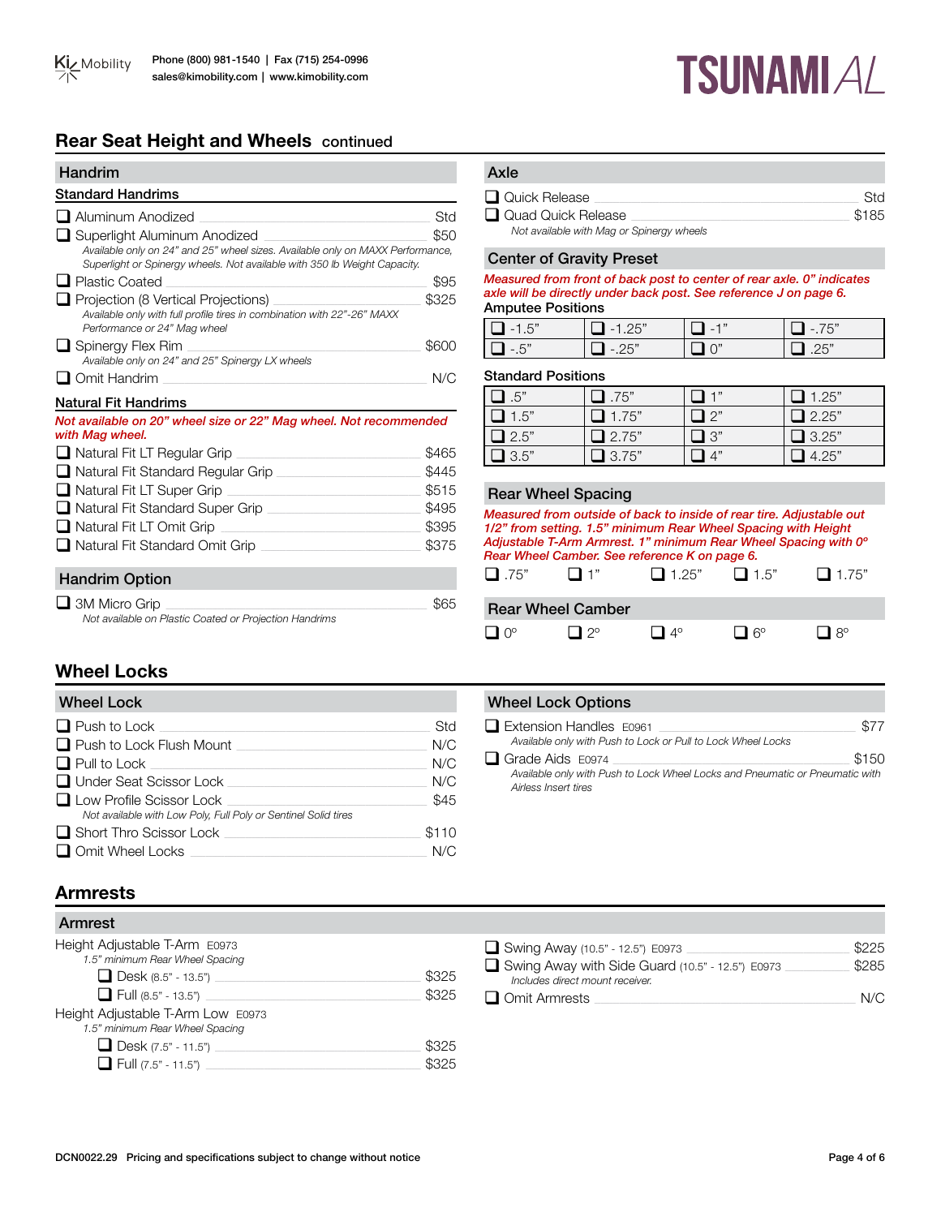## Rear Seat Height and Wheels continued

### Handrim

**Standard Handrims**

- ❑ Aluminum Anodized — Std
- ❑ Superlight Aluminum Anodized — $50
  *Available only on 24" and 25" wheel sizes. Available only on MAXX Performance, Superlight or Spinergy wheels. Not available with 350 lb Weight Capacity.*
- ❑ Plastic Coated — $95
- ❑ Projection (8 Vertical Projections) — $325
  *Available only with full profile tires in combination with 22"-26" MAXX Performance or 24" Mag wheel*
- ❑ Spinergy Flex Rim — $600
  *Available only on 24" and 25" Spinergy LX wheels*
- ❑ Omit Handrim — N/C

**Natural Fit Handrims**

***Not available on 20" wheel size or 22" Mag wheel. Not recommended with Mag wheel.***

- ❑ Natural Fit LT Regular Grip — $465
- ❑ Natural Fit Standard Regular Grip — $445
- ❑ Natural Fit LT Super Grip — $515
- ❑ Natural Fit Standard Super Grip — $495
- ❑ Natural Fit LT Omit Grip — $395
- ❑ Natural Fit Standard Omit Grip — $375

### Handrim Option

- ❑ 3M Micro Grip — $65
  *Not available on Plastic Coated or Projection Handrims*

### Axle

- ❑ Quick Release — Std
- ❑ Quad Quick Release — $185
  *Not available with Mag or Spinergy wheels*

### Center of Gravity Preset

***Measured from front of back post to center of rear axle. 0" indicates axle will be directly under back post. See reference J on page 6.***

**Amputee Positions**

| | | | |
|---|---|---|---|
| ❑ -1.5" | ❑ -1.25" | ❑ -1" | ❑ -.75" |
| ❑ -.5" | ❑ -.25" | ❑ 0" | ❑ .25" |

**Standard Positions**

| | | | |
|---|---|---|---|
| ❑ .5" | ❑ .75" | ❑ 1" | ❑ 1.25" |
| ❑ 1.5" | ❑ 1.75" | ❑ 2" | ❑ 2.25" |
| ❑ 2.5" | ❑ 2.75" | ❑ 3" | ❑ 3.25" |
| ❑ 3.5" | ❑ 3.75" | ❑ 4" | ❑ 4.25" |

### Rear Wheel Spacing

***Measured from outside of back to inside of rear tire. Adjustable out 1/2" from setting. 1.5" minimum Rear Wheel Spacing with Height Adjustable T-Arm Armrest. 1" minimum Rear Wheel Spacing with 0º Rear Wheel Camber. See reference K on page 6.***

❑ .75" ❑ 1" ❑ 1.25" ❑ 1.5" ❑ 1.75"

### Rear Wheel Camber

❑ 0º ❑ 2º ❑ 4º ❑ 6º ❑ 8º

## Wheel Locks

### Wheel Lock

- ❑ Push to Lock — Std
- ❑ Push to Lock Flush Mount — N/C
- ❑ Pull to Lock — N/C
- ❑ Under Seat Scissor Lock — N/C
- ❑ Low Profile Scissor Lock — $45
  *Not available with Low Poly, Full Poly or Sentinel Solid tires*
- ❑ Short Thro Scissor Lock — $110
- ❑ Omit Wheel Locks — N/C

### Wheel Lock Options

- ❑ Extension Handles E0961 — $77
  *Available only with Push to Lock or Pull to Lock Wheel Locks*
- ❑ Grade Aids E0974 — $150
  *Available only with Push to Lock Wheel Locks and Pneumatic or Pneumatic with Airless Insert tires*

## Armrests

### Armrest

Height Adjustable T-Arm E0973
*1.5" minimum Rear Wheel Spacing*

- ❑ Desk (8.5" - 13.5") — $325
- ❑ Full (8.5" - 13.5") — $325

Height Adjustable T-Arm Low E0973
*1.5" minimum Rear Wheel Spacing*

- ❑ Desk (7.5" - 11.5") — $325
- ❑ Full (7.5" - 11.5") — $325

- ❑ Swing Away (10.5" - 12.5") E0973 — $225
- ❑ Swing Away with Side Guard (10.5" - 12.5") E0973 — $285
  *Includes direct mount receiver.*
- ❑ Omit Armrests — N/C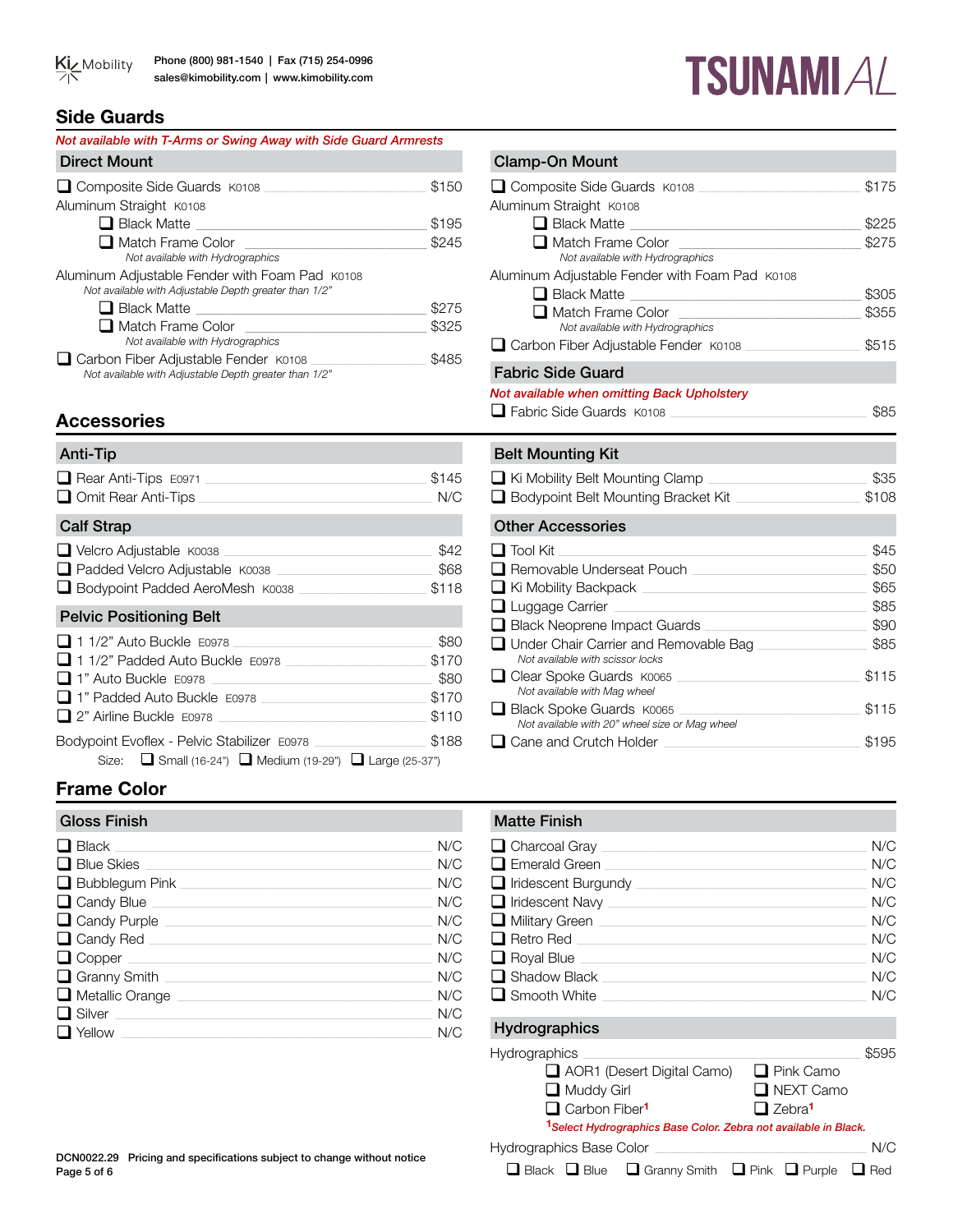## Side Guards

*Not available with T-Arms or Swing Away with Side Guard Armrests*

### Direct Mount

- ❑ Composite Side Guards K0108 — $150
- Aluminum Straight K0108
  - ❑ Black Matte — $195
  - ❑ Match Frame Color — $245
    - *Not available with Hydrographics*
- Aluminum Adjustable Fender with Foam Pad K0108
  - *Not available with Adjustable Depth greater than 1/2"*
  - ❑ Black Matte — $275
  - ❑ Match Frame Color — $325
    - *Not available with Hydrographics*
- ❑ Carbon Fiber Adjustable Fender K0108 — $485
  - *Not available with Adjustable Depth greater than 1/2"*

### Clamp-On Mount

- ❑ Composite Side Guards K0108 — $175
- Aluminum Straight K0108
  - ❑ Black Matte — $225
  - ❑ Match Frame Color — $275
    - *Not available with Hydrographics*
- Aluminum Adjustable Fender with Foam Pad K0108
  - ❑ Black Matte — $305
  - ❑ Match Frame Color — $355
    - *Not available with Hydrographics*
- ❑ Carbon Fiber Adjustable Fender K0108 — $515

### Fabric Side Guard

*Not available when omitting Back Upholstery*

- ❑ Fabric Side Guards K0108 — $85

## Accessories

### Anti-Tip

- ❑ Rear Anti-Tips E0971 — $145
- ❑ Omit Rear Anti-Tips — N/C

### Calf Strap

- ❑ Velcro Adjustable K0038 — $42
- ❑ Padded Velcro Adjustable K0038 — $68
- ❑ Bodypoint Padded AeroMesh K0038 — $118

### Pelvic Positioning Belt

- ❑ 1 1/2" Auto Buckle E0978 — $80
- ❑ 1 1/2" Padded Auto Buckle E0978 — $170
- ❑ 1" Auto Buckle E0978 — $80
- ❑ 1" Padded Auto Buckle E0978 — $170
- ❑ 2" Airline Buckle E0978 — $110
- Bodypoint Evoflex - Pelvic Stabilizer E0978 — $188
  - Size: ❑ Small (16-24") ❑ Medium (19-29") ❑ Large (25-37")

### Belt Mounting Kit

- ❑ Ki Mobility Belt Mounting Clamp — $35
- ❑ Bodypoint Belt Mounting Bracket Kit — $108

### Other Accessories

- ❑ Tool Kit — $45
- ❑ Removable Underseat Pouch — $50
- ❑ Ki Mobility Backpack — $65
- ❑ Luggage Carrier — $85
- ❑ Black Neoprene Impact Guards — $90
- ❑ Under Chair Carrier and Removable Bag — $85
  - *Not available with scissor locks*
- ❑ Clear Spoke Guards K0065 — $115
  - *Not available with Mag wheel*
- ❑ Black Spoke Guards K0065 — $115
  - *Not available with 20" wheel size or Mag wheel*
- ❑ Cane and Crutch Holder — $195

## Frame Color

### Gloss Finish

- ❑ Black — N/C
- ❑ Blue Skies — N/C
- ❑ Bubblegum Pink — N/C
- ❑ Candy Blue — N/C
- ❑ Candy Purple — N/C
- ❑ Candy Red — N/C
- ❑ Copper — N/C
- ❑ Granny Smith — N/C
- ❑ Metallic Orange — N/C
- ❑ Silver — N/C
- ❑ Yellow — N/C

### Matte Finish

- ❑ Charcoal Gray — N/C
- ❑ Emerald Green — N/C
- ❑ Iridescent Burgundy — N/C
- ❑ Iridescent Navy — N/C
- ❑ Military Green — N/C
- ❑ Retro Red — N/C
- ❑ Royal Blue — N/C
- ❑ Shadow Black — N/C
- ❑ Smooth White — N/C

### Hydrographics

- Hydrographics — $595
  - ❑ AOR1 (Desert Digital Camo) ❑ Pink Camo
  - ❑ Muddy Girl ❑ NEXT Camo
  - ❑ Carbon Fiber[1] ❑ Zebra[1]
  - *[1]Select Hydrographics Base Color. Zebra not available in Black.*
- Hydrographics Base Color — N/C
  - ❑ Black ❑ Blue ❑ Granny Smith ❑ Pink ❑ Purple ❑ Red

DCN0022.29 Pricing and specifications subject to change without notice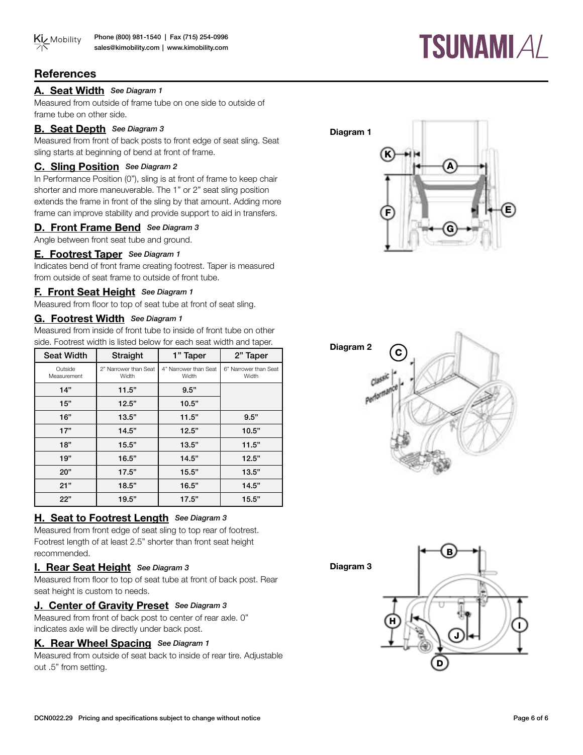## References

### A. Seat Width *See Diagram 1*

Measured from outside of frame tube on one side to outside of frame tube on other side.

### B. Seat Depth *See Diagram 3*

Measured from front of back posts to front edge of seat sling. Seat sling starts at beginning of bend at front of frame.

### C. Sling Position *See Diagram 2*

In Performance Position (0"), sling is at front of frame to keep chair shorter and more maneuverable. The 1" or 2" seat sling position extends the frame in front of the sling by that amount. Adding more frame can improve stability and provide support to aid in transfers.

### D. Front Frame Bend *See Diagram 3*

Angle between front seat tube and ground.

### E. Footrest Taper *See Diagram 1*

Indicates bend of front frame creating footrest. Taper is measured from outside of seat frame to outside of front tube.

### F. Front Seat Height *See Diagram 1*

Measured from floor to top of seat tube at front of seat sling.

### G. Footrest Width *See Diagram 1*

Measured from inside of front tube to inside of front tube on other side. Footrest width is listed below for each seat width and taper.

| Seat Width | Straight | 1" Taper | 2" Taper |
|---|---|---|---|
| Outside Measurement | 2" Narrower than Seat Width | 4" Narrower than Seat Width | 6" Narrower than Seat Width |
| 14" | 11.5" | 9.5" | |
| 15" | 12.5" | 10.5" | |
| 16" | 13.5" | 11.5" | 9.5" |
| 17" | 14.5" | 12.5" | 10.5" |
| 18" | 15.5" | 13.5" | 11.5" |
| 19" | 16.5" | 14.5" | 12.5" |
| 20" | 17.5" | 15.5" | 13.5" |
| 21" | 18.5" | 16.5" | 14.5" |
| 22" | 19.5" | 17.5" | 15.5" |

### H. Seat to Footrest Length *See Diagram 3*

Measured from front edge of seat sling to top rear of footrest. Footrest length of at least 2.5" shorter than front seat height recommended.

### I. Rear Seat Height *See Diagram 3*

Measured from floor to top of seat tube at front of back post. Rear seat height is custom to needs.

### J. Center of Gravity Preset *See Diagram 3*

Measured from front of back post to center of rear axle. 0" indicates axle will be directly under back post.

### K. Rear Wheel Spacing *See Diagram 1*

Measured from outside of seat back to inside of rear tire. Adjustable out .5" from setting.

Diagram 1

K A F E G

Diagram 2

C Classic Performance

Diagram 3

B H I J D

DCN0022.29 Pricing and specifications subject to change without notice